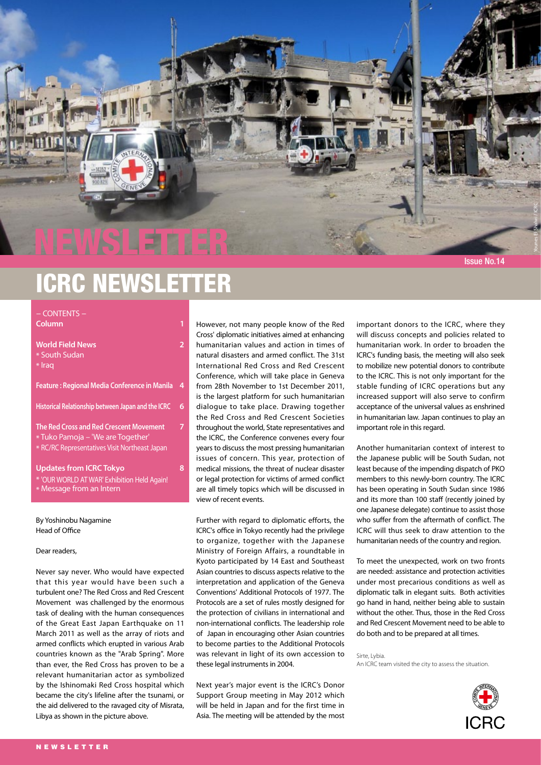# ICRC NEWSLETTER

Issue No.14

– CONTENTS –

**Column** 1

**World Field News** 2
* South Sudan
* Iraq

**Feature : Regional Media Conference in Manila** 4

**Historical Relationship between Japan and the ICRC** 6

**The Red Cross and Red Crescent Movement** 7
* Tuko Pamoja – 'We are Together'
* RC/RC Representatives Visit Northeast Japan

**Updates from ICRC Tokyo** 8
* 'OUR WORLD AT WAR' Exhibition Held Again!
* Message from an Intern

By Yoshinobu Nagamine
Head of Office

Dear readers,

Never say never. Who would have expected that this year would have been such a turbulent one? The Red Cross and Red Crescent Movement was challenged by the enormous task of dealing with the human consequences of the Great East Japan Earthquake on 11 March 2011 as well as the array of riots and armed conflicts which erupted in various Arab countries known as the "Arab Spring". More than ever, the Red Cross has proven to be a relevant humanitarian actor as symbolized by the Ishinomaki Red Cross hospital which became the city's lifeline after the tsunami, or the aid delivered to the ravaged city of Misrata, Libya as shown in the picture above.

However, not many people know of the Red Cross' diplomatic initiatives aimed at enhancing humanitarian values and action in times of natural disasters and armed conflict. The 31st International Red Cross and Red Crescent Conference, which will take place in Geneva from 28th November to 1st December 2011, is the largest platform for such humanitarian dialogue to take place. Drawing together the Red Cross and Red Crescent Societies throughout the world, State representatives and the ICRC, the Conference convenes every four years to discuss the most pressing humanitarian issues of concern. This year, protection of medical missions, the threat of nuclear disaster or legal protection for victims of armed conflict are all timely topics which will be discussed in view of recent events.

Further with regard to diplomatic efforts, the ICRC's office in Tokyo recently had the privilege to organize, together with the Japanese Ministry of Foreign Affairs, a roundtable in Kyoto participated by 14 East and Southeast Asian countries to discuss aspects relative to the interpretation and application of the Geneva Conventions' Additional Protocols of 1977. The Protocols are a set of rules mostly designed for the protection of civilians in international and non-international conflicts. The leadership role of Japan in encouraging other Asian countries to become parties to the Additional Protocols was relevant in light of its own accession to these legal instruments in 2004.

Next year's major event is the ICRC's Donor Support Group meeting in May 2012 which will be held in Japan and for the first time in Asia. The meeting will be attended by the most important donors to the ICRC, where they will discuss concepts and policies related to humanitarian work. In order to broaden the ICRC's funding basis, the meeting will also seek to mobilize new potential donors to contribute to the ICRC. This is not only important for the stable funding of ICRC operations but any increased support will also serve to confirm acceptance of the universal values as enshrined in humanitarian law. Japan continues to play an important role in this regard.

Another humanitarian context of interest to the Japanese public will be South Sudan, not least because of the impending dispatch of PKO members to this newly-born country. The ICRC has been operating in South Sudan since 1986 and its more than 100 staff (recently joined by one Japanese delegate) continue to assist those who suffer from the aftermath of conflict. The ICRC will thus seek to draw attention to the humanitarian needs of the country and region.

To meet the unexpected, work on two fronts are needed: assistance and protection activities under most precarious conditions as well as diplomatic talk in elegant suits. Both activities go hand in hand, neither being able to sustain without the other. Thus, those in the Red Cross and Red Crescent Movement need to be able to do both and to be prepared at all times.

Sirte, Lybia.
An ICRC team visited the city to assess the situation.

Younes El Shalwi / ICRC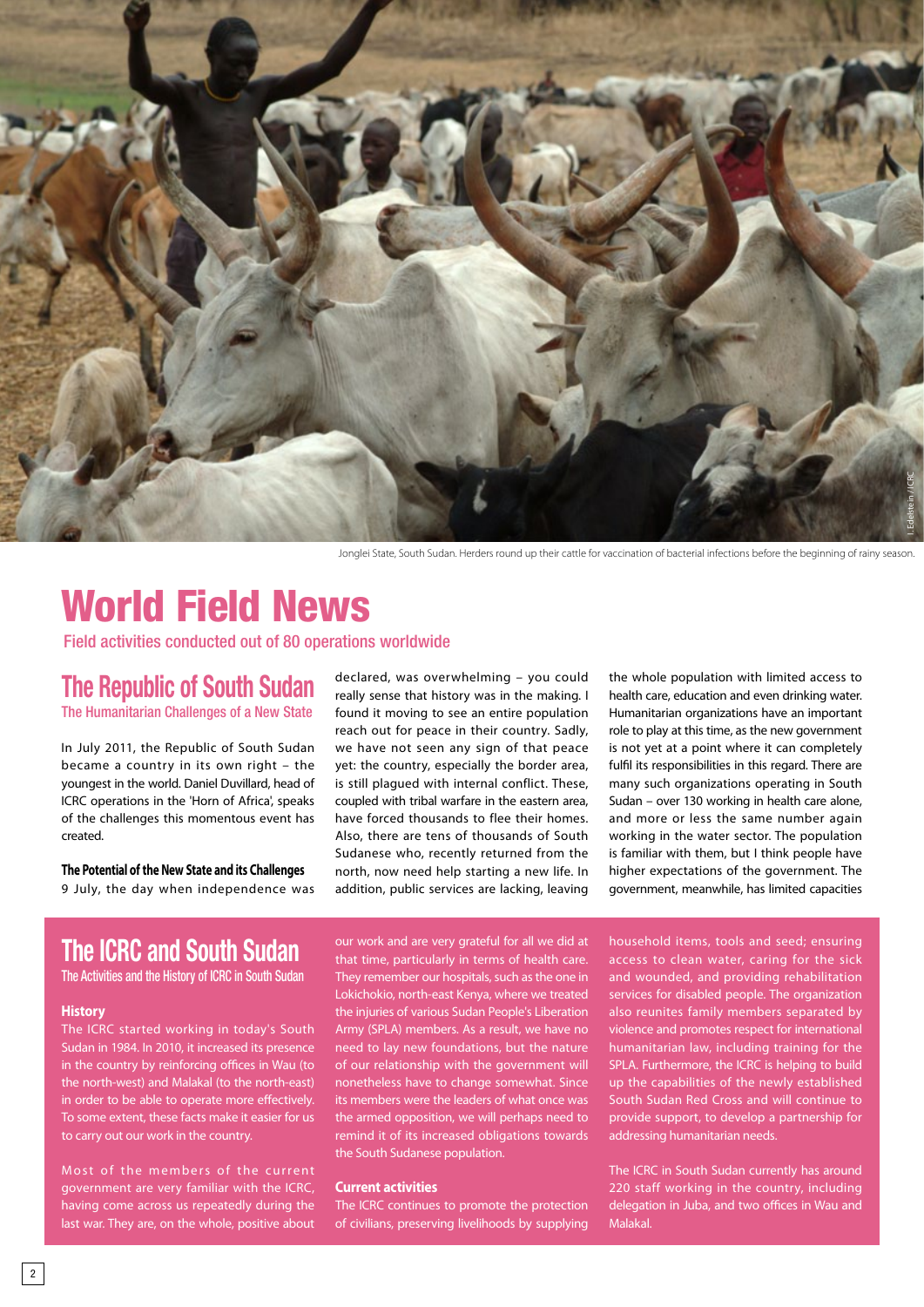Jonglei State, South Sudan. Herders round up their cattle for vaccination of bacterial infections before the beginning of rainy season.

# World Field News

Field activities conducted out of 80 operations worldwide

## The Republic of South Sudan

### The Humanitarian Challenges of a New State

In July 2011, the Republic of South Sudan became a country in its own right – the youngest in the world. Daniel Duvillard, head of ICRC operations in the 'Horn of Africa', speaks of the challenges this momentous event has created.

**The Potential of the New State and its Challenges**

9 July, the day when independence was declared, was overwhelming – you could really sense that history was in the making. I found it moving to see an entire population reach out for peace in their country. Sadly, we have not seen any sign of that peace yet: the country, especially the border area, is still plagued with internal conflict. These, coupled with tribal warfare in the eastern area, have forced thousands to flee their homes. Also, there are tens of thousands of South Sudanese who, recently returned from the north, now need help starting a new life. In addition, public services are lacking, leaving the whole population with limited access to health care, education and even drinking water. Humanitarian organizations have an important role to play at this time, as the new government is not yet at a point where it can completely fulfil its responsibilities in this regard. There are many such organizations operating in South Sudan – over 130 working in health care alone, and more or less the same number again working in the water sector. The population is familiar with them, but I think people have higher expectations of the government. The government, meanwhile, has limited capacities

## The ICRC and South Sudan

### The Activities and the History of ICRC in South Sudan

**History**

The ICRC started working in today's South Sudan in 1984. In 2010, it increased its presence in the country by reinforcing offices in Wau (to the north-west) and Malakal (to the north-east) in order to be able to operate more effectively. To some extent, these facts make it easier for us to carry out our work in the country.

Most of the members of the current government are very familiar with the ICRC, having come across us repeatedly during the last war. They are, on the whole, positive about our work and are very grateful for all we did at that time, particularly in terms of health care. They remember our hospitals, such as the one in Lokichokio, north-east Kenya, where we treated the injuries of various Sudan People's Liberation Army (SPLA) members. As a result, we have no need to lay new foundations, but the nature of our relationship with the government will nonetheless have to change somewhat. Since its members were the leaders of what once was the armed opposition, we will perhaps need to remind it of its increased obligations towards the South Sudanese population.

**Current activities**

The ICRC continues to promote the protection of civilians, preserving livelihoods by supplying household items, tools and seed; ensuring access to clean water, caring for the sick and wounded, and providing rehabilitation services for disabled people. The organization also reunites family members separated by violence and promotes respect for international humanitarian law, including training for the SPLA. Furthermore, the ICRC is helping to build up the capabilities of the newly established South Sudan Red Cross and will continue to provide support, to develop a partnership for addressing humanitarian needs.

The ICRC in South Sudan currently has around 220 staff working in the country, including delegation in Juba, and two offices in Wau and Malakal.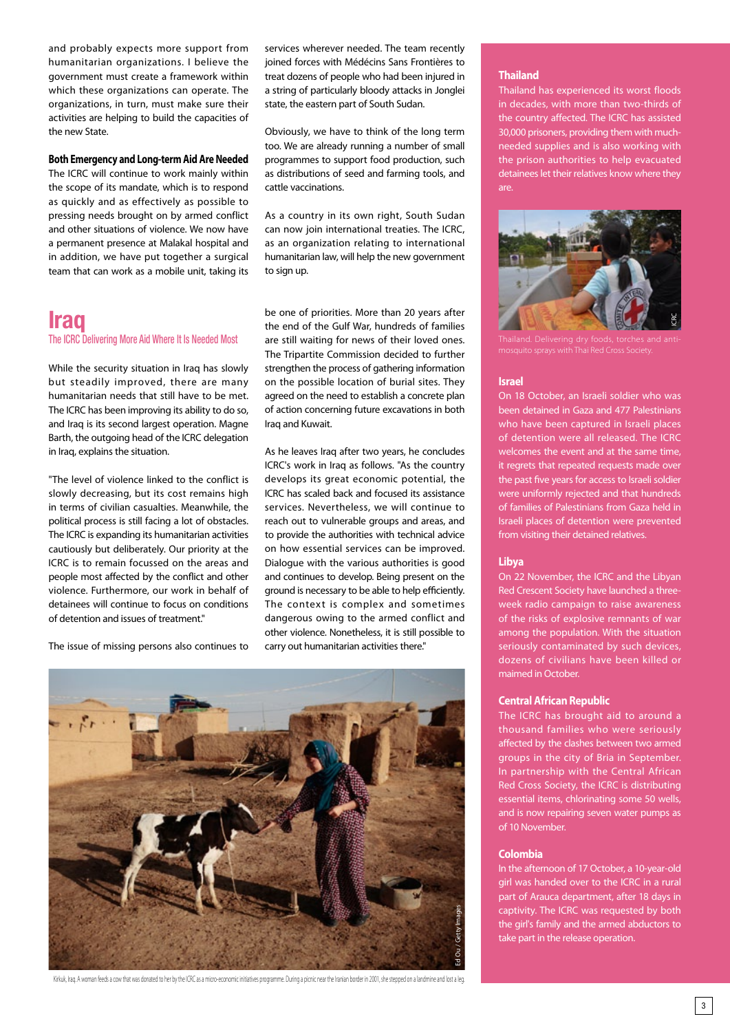and probably expects more support from humanitarian organizations. I believe the government must create a framework within which these organizations can operate. The organizations, in turn, must make sure their activities are helping to build the capacities of the new State.

**Both Emergency and Long-term Aid Are Needed**

The ICRC will continue to work mainly within the scope of its mandate, which is to respond as quickly and as effectively as possible to pressing needs brought on by armed conflict and other situations of violence. We now have a permanent presence at Malakal hospital and in addition, we have put together a surgical team that can work as a mobile unit, taking its services wherever needed. The team recently joined forces with Médécins Sans Frontières to treat dozens of people who had been injured in a string of particularly bloody attacks in Jonglei state, the eastern part of South Sudan.

Obviously, we have to think of the long term too. We are already running a number of small programmes to support food production, such as distributions of seed and farming tools, and cattle vaccinations.

As a country in its own right, South Sudan can now join international treaties. The ICRC, as an organization relating to international humanitarian law, will help the new government to sign up.

# Iraq

## The ICRC Delivering More Aid Where It Is Needed Most

While the security situation in Iraq has slowly but steadily improved, there are many humanitarian needs that still have to be met. The ICRC has been improving its ability to do so, and Iraq is its second largest operation. Magne Barth, the outgoing head of the ICRC delegation in Iraq, explains the situation.

"The level of violence linked to the conflict is slowly decreasing, but its cost remains high in terms of civilian casualties. Meanwhile, the political process is still facing a lot of obstacles. The ICRC is expanding its humanitarian activities cautiously but deliberately. Our priority at the ICRC is to remain focussed on the areas and people most affected by the conflict and other violence. Furthermore, our work in behalf of detainees will continue to focus on conditions of detention and issues of treatment."

The issue of missing persons also continues to be one of priorities. More than 20 years after the end of the Gulf War, hundreds of families are still waiting for news of their loved ones. The Tripartite Commission decided to further strengthen the process of gathering information on the possible location of burial sites. They agreed on the need to establish a concrete plan of action concerning future excavations in both Iraq and Kuwait.

As he leaves Iraq after two years, he concludes ICRC's work in Iraq as follows. "As the country develops its great economic potential, the ICRC has scaled back and focused its assistance services. Nevertheless, we will continue to reach out to vulnerable groups and areas, and to provide the authorities with technical advice on how essential services can be improved. Dialogue with the various authorities is good and continues to develop. Being present on the ground is necessary to be able to help efficiently. The context is complex and sometimes dangerous owing to the armed conflict and other violence. Nonetheless, it is still possible to carry out humanitarian activities there."

Ed Ou / Getty Images

Kirkuk, Iraq. A woman feeds a cow that was donated to her by the ICRC as a micro-economic initiatives programme. During a picnic near the Iranian border in 2001, she stepped on a landmine and lost a leg.

### Thailand

Thailand has experienced its worst floods in decades, with more than two-thirds of the country affected. The ICRC has assisted 30,000 prisoners, providing them with much-needed supplies and is also working with the prison authorities to help evacuated detainees let their relatives know where they are.

ICRC

Thailand. Delivering dry foods, torches and anti-mosquito sprays with Thai Red Cross Society.

### Israel

On 18 October, an Israeli soldier who was been detained in Gaza and 477 Palestinians who have been captured in Israeli places of detention were all released. The ICRC welcomes the event and at the same time, it regrets that repeated requests made over the past five years for access to Israeli soldier were uniformly rejected and that hundreds of families of Palestinians from Gaza held in Israeli places of detention were prevented from visiting their detained relatives.

### Libya

On 22 November, the ICRC and the Libyan Red Crescent Society have launched a three-week radio campaign to raise awareness of the risks of explosive remnants of war among the population. With the situation seriously contaminated by such devices, dozens of civilians have been killed or maimed in October.

### Central African Republic

The ICRC has brought aid to around a thousand families who were seriously affected by the clashes between two armed groups in the city of Bria in September. In partnership with the Central African Red Cross Society, the ICRC is distributing essential items, chlorinating some 50 wells, and is now repairing seven water pumps as of 10 November.

### Colombia

In the afternoon of 17 October, a 10-year-old girl was handed over to the ICRC in a rural part of Arauca department, after 18 days in captivity. The ICRC was requested by both the girl's family and the armed abductors to take part in the release operation.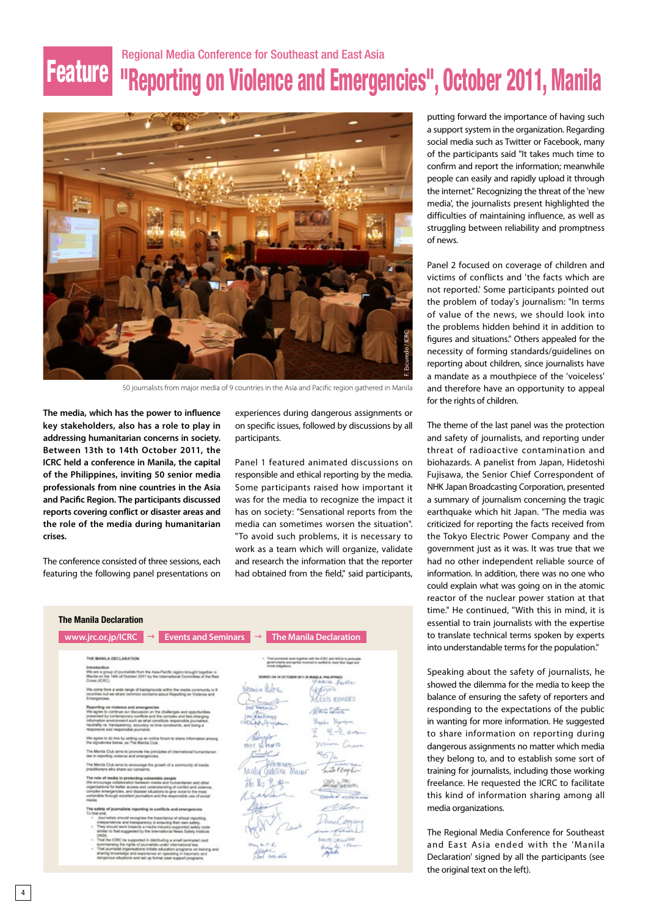Feature

Regional Media Conference for Southeast and East Asia

# "Reporting on Violence and Emergencies", October 2011, Manila

50 journalists from major media of 9 countries in the Asia and Pacific region gathered in Manila

**The media, which has the power to influence key stakeholders, also has a role to play in addressing humanitarian concerns in society. Between 13th to 14th October 2011, the ICRC held a conference in Manila, the capital of the Philippines, inviting 50 senior media professionals from nine countries in the Asia and Pacific Region. The participants discussed reports covering conflict or disaster areas and the role of the media during humanitarian crises.**

The conference consisted of three sessions, each featuring the following panel presentations on experiences during dangerous assignments or on specific issues, followed by discussions by all participants.

Panel 1 featured animated discussions on responsible and ethical reporting by the media. Some participants raised how important it was for the media to recognize the impact it has on society: "Sensational reports from the media can sometimes worsen the situation". "To avoid such problems, it is necessary to work as a team which will organize, validate and research the information that the reporter had obtained from the field," said participants, putting forward the importance of having such a support system in the organization. Regarding social media such as Twitter or Facebook, many of the participants said "It takes much time to confirm and report the information; meanwhile people can easily and rapidly upload it through the internet." Recognizing the threat of the 'new media', the journalists present highlighted the difficulties of maintaining influence, as well as struggling between reliability and promptness of news.

Panel 2 focused on coverage of children and victims of conflicts and 'the facts which are not reported.' Some participants pointed out the problem of today's journalism: "In terms of value of the news, we should look into the problems hidden behind it in addition to figures and situations." Others appealed for the necessity of forming standards/guidelines on reporting about children, since journalists have a mandate as a mouthpiece of the 'voiceless' and therefore have an opportunity to appeal for the rights of children.

The theme of the last panel was the protection and safety of journalists, and reporting under threat of radioactive contamination and biohazards. A panelist from Japan, Hidetoshi Fujisawa, the Senior Chief Correspondent of NHK Japan Broadcasting Corporation, presented a summary of journalism concerning the tragic earthquake which hit Japan. "The media was criticized for reporting the facts received from the Tokyo Electric Power Company and the government just as it was. It was true that we had no other independent reliable source of information. In addition, there was no one who could explain what was going on in the atomic reactor of the nuclear power station at that time." He continued, "With this in mind, it is essential to train journalists with the expertise to translate technical terms spoken by experts into understandable terms for the population."

Speaking about the safety of journalists, he showed the dilemma for the media to keep the balance of ensuring the safety of reporters and responding to the expectations of the public in wanting for more information. He suggested to share information on reporting during dangerous assignments no matter which media they belong to, and to establish some sort of training for journalists, including those working freelance. He requested the ICRC to facilitate this kind of information sharing among all media organizations.

The Regional Media Conference for Southeast and East Asia ended with the 'Manila Declaration' signed by all the participants (see the original text on the left).

### The Manila Declaration

www.jrc.or.jp/ICRC → Events and Seminars → The Manila Declaration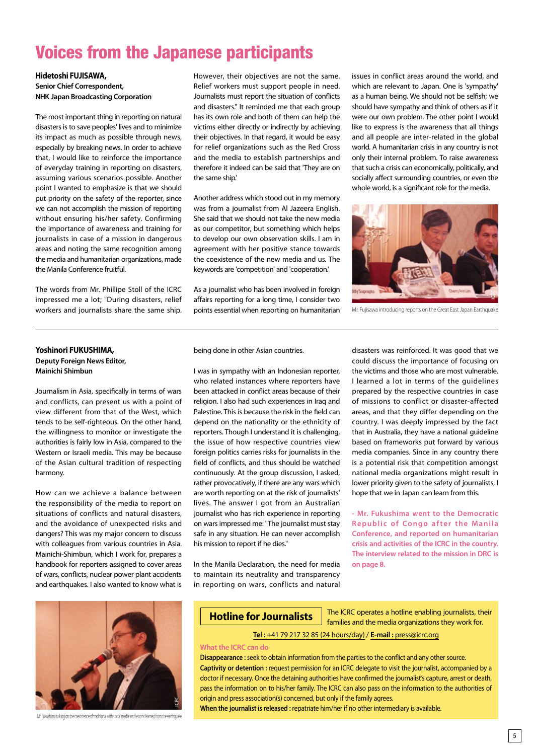# Voices from the Japanese participants

**Hidetoshi FUJISAWA,**
**Senior Chief Correspondent,**
**NHK Japan Broadcasting Corporation**

The most important thing in reporting on natural disasters is to save peoples' lives and to minimize its impact as much as possible through news, especially by breaking news. In order to achieve that, I would like to reinforce the importance of everyday training in reporting on disasters, assuming various scenarios possible. Another point I wanted to emphasize is that we should put priority on the safety of the reporter, since we can not accomplish the mission of reporting without ensuring his/her safety. Confirming the importance of awareness and training for journalists in case of a mission in dangerous areas and noting the same recognition among the media and humanitarian organizations, made the Manila Conference fruitful.

The words from Mr. Phillipe Stoll of the ICRC impressed me a lot; "During disasters, relief workers and journalists share the same ship. However, their objectives are not the same. Relief workers must support people in need. Journalists must report the situation of conflicts and disasters." It reminded me that each group has its own role and both of them can help the victims either directly or indirectly by achieving their objectives. In that regard, it would be easy for relief organizations such as the Red Cross and the media to establish partnerships and therefore it indeed can be said that 'They are on the same ship.'

Another address which stood out in my memory was from a journalist from Al Jazeera English. She said that we should not take the new media as our competitor, but something which helps to develop our own observation skills. I am in agreement with her positive stance towards the coexistence of the new media and us. The keywords are 'competition' and 'cooperation.'

As a journalist who has been involved in foreign affairs reporting for a long time, I consider two points essential when reporting on humanitarian issues in conflict areas around the world, and which are relevant to Japan. One is 'sympathy' as a human being. We should not be selfish; we should have sympathy and think of others as if it were our own problem. The other point I would like to express is the awareness that all things and all people are inter-related in the global world. A humanitarian crisis in any country is not only their internal problem. To raise awareness that such a crisis can economically, politically, and socially affect surrounding countries, or even the whole world, is a significant role for the media.

Mr. Fujisawa introducing reports on the Great East Japan Earthquake

---

**Yoshinori FUKUSHIMA,**
**Deputy Foreign News Editor,**
**Mainichi Shimbun**

Journalism in Asia, specifically in terms of wars and conflicts, can present us with a point of view different from that of the West, which tends to be self-righteous. On the other hand, the willingness to monitor or investigate the authorities is fairly low in Asia, compared to the Western or Israeli media. This may be because of the Asian cultural tradition of respecting harmony.

How can we achieve a balance between the responsibility of the media to report on situations of conflicts and natural disasters, and the avoidance of unexpected risks and dangers? This was my major concern to discuss with colleagues from various countries in Asia. Mainichi-Shimbun, which I work for, prepares a handbook for reporters assigned to cover areas of wars, conflicts, nuclear power plant accidents and earthquakes. I also wanted to know what is being done in other Asian countries.

I was in sympathy with an Indonesian reporter, who related instances where reporters have been attacked in conflict areas because of their religion. I also had such experiences in Iraq and Palestine. This is because the risk in the field can depend on the nationality or the ethnicity of reporters. Though I understand it is challenging, the issue of how respective countries view foreign politics carries risks for journalists in the field of conflicts, and thus should be watched continuously. At the group discussion, I asked, rather provocatively, if there are any wars which are worth reporting on at the risk of journalists' lives. The answer I got from an Australian journalist who has rich experience in reporting on wars impressed me: "The journalist must stay safe in any situation. He can never accomplish his mission to report if he dies."

In the Manila Declaration, the need for media to maintain its neutrality and transparency in reporting on wars, conflicts and natural disasters was reinforced. It was good that we could discuss the importance of focusing on the victims and those who are most vulnerable. I learned a lot in terms of the guidelines prepared by the respective countries in case of missions to conflict or disaster-affected areas, and that they differ depending on the country. I was deeply impressed by the fact that in Australia, they have a national guideline based on frameworks put forward by various media companies. Since in any country there is a potential risk that competition amongst national media organizations might result in lower priority given to the safety of journalists, I hope that we in Japan can learn from this.

- Mr. Fukushima went to the Democratic Republic of Congo after the Manila Conference, and reported on humanitarian crisis and activities of the ICRC in the country. The interview related to the mission in DRC is on page 8.

Mr. Fukushima talking on the coexistence of traditional with social media and lessons learned from the earthquake

---

## Hotline for Journalists

The ICRC operates a hotline enabling journalists, their families and the media organizations they work for.

**Tel :** +41 79 217 32 85 (24 hours/day) / **E-mail :** press@icrc.org

**What the ICRC can do**

**Disappearance :** seek to obtain information from the parties to the conflict and any other source.

**Captivity or detention :** request permission for an ICRC delegate to visit the journalist, accompanied by a doctor if necessary. Once the detaining authorities have confirmed the journalist's capture, arrest or death, pass the information on to his/her family. The ICRC can also pass on the information to the authorities of origin and press association(s) concerned, but only if the family agrees.

**When the journalist is released :** repatriate him/her if no other intermediary is available.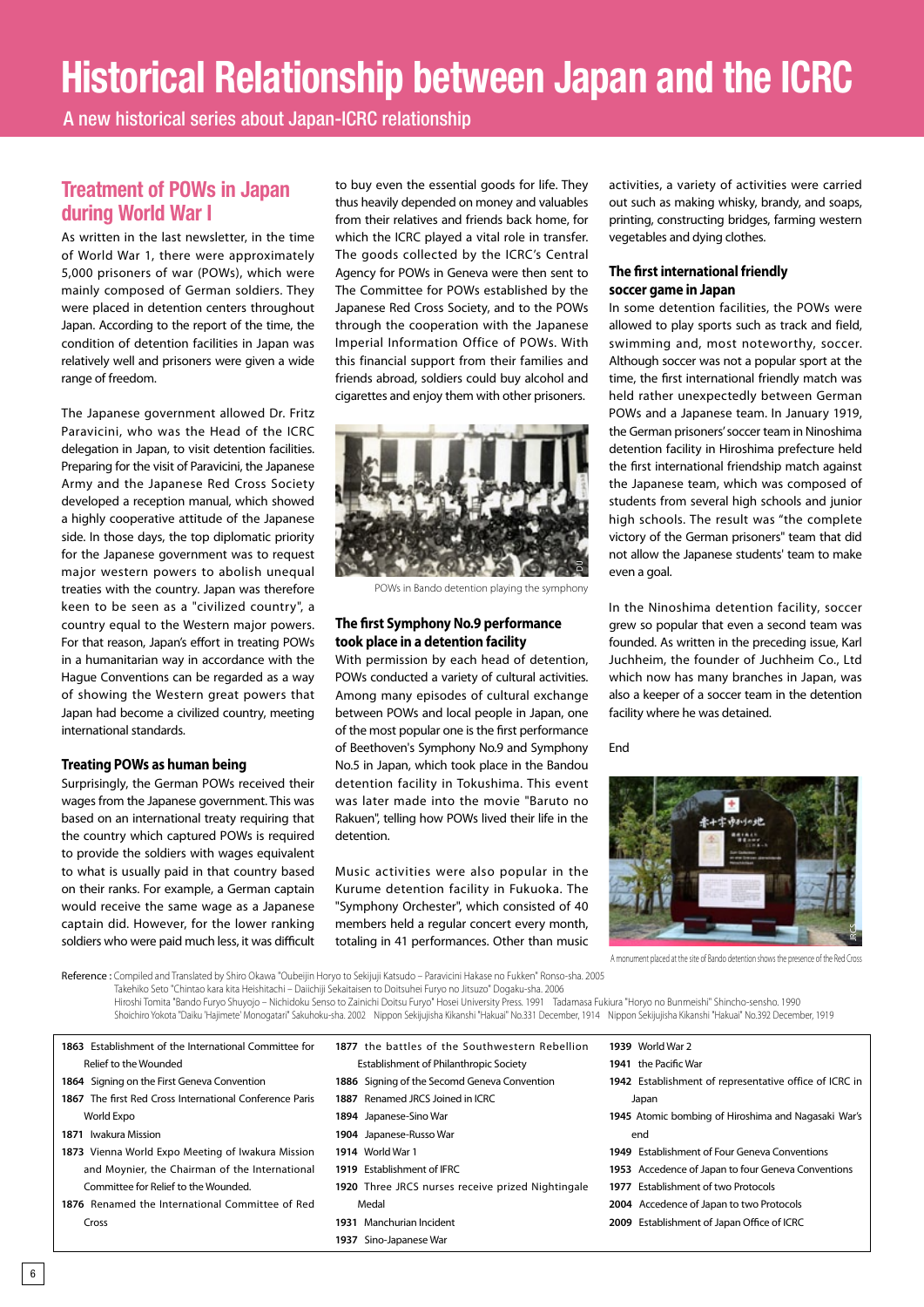# Historical Relationship between Japan and the ICRC

A new historical series about Japan-ICRC relationship

## Treatment of POWs in Japan during World War I

As written in the last newsletter, in the time of World War 1, there were approximately 5,000 prisoners of war (POWs), which were mainly composed of German soldiers. They were placed in detention centers throughout Japan. According to the report of the time, the condition of detention facilities in Japan was relatively well and prisoners were given a wide range of freedom.

The Japanese government allowed Dr. Fritz Paravicini, who was the Head of the ICRC delegation in Japan, to visit detention facilities. Preparing for the visit of Paravicini, the Japanese Army and the Japanese Red Cross Society developed a reception manual, which showed a highly cooperative attitude of the Japanese side. In those days, the top diplomatic priority for the Japanese government was to request major western powers to abolish unequal treaties with the country. Japan was therefore keen to be seen as a "civilized country", a country equal to the Western major powers. For that reason, Japan's effort in treating POWs in a humanitarian way in accordance with the Hague Conventions can be regarded as a way of showing the Western great powers that Japan had become a civilized country, meeting international standards.

### Treating POWs as human being

Surprisingly, the German POWs received their wages from the Japanese government. This was based on an international treaty requiring that the country which captured POWs is required to provide the soldiers with wages equivalent to what is usually paid in that country based on their ranks. For example, a German captain would receive the same wage as a Japanese captain did. However, for the lower ranking soldiers who were paid much less, it was difficult to buy even the essential goods for life. They thus heavily depended on money and valuables from their relatives and friends back home, for which the ICRC played a vital role in transfer. The goods collected by the ICRC's Central Agency for POWs in Geneva were then sent to The Committee for POWs established by the Japanese Red Cross Society, and to the POWs through the cooperation with the Japanese Imperial Information Office of POWs. With this financial support from their families and friends abroad, soldiers could buy alcohol and cigarettes and enjoy them with other prisoners.

POWs in Bando detention playing the symphony

### The first Symphony No.9 performance took place in a detention facility

With permission by each head of detention, POWs conducted a variety of cultural activities. Among many episodes of cultural exchange between POWs and local people in Japan, one of the most popular one is the first performance of Beethoven's Symphony No.9 and Symphony No.5 in Japan, which took place in the Bandou detention facility in Tokushima. This event was later made into the movie "Baruto no Rakuen", telling how POWs lived their life in the detention.

Music activities were also popular in the Kurume detention facility in Fukuoka. The "Symphony Orchester", which consisted of 40 members held a regular concert every month, totaling in 41 performances. Other than music activities, a variety of activities were carried out such as making whisky, brandy, and soaps, printing, constructing bridges, farming western vegetables and dying clothes.

### The first international friendly soccer game in Japan

In some detention facilities, the POWs were allowed to play sports such as track and field, swimming and, most noteworthy, soccer. Although soccer was not a popular sport at the time, the first international friendly match was held rather unexpectedly between German POWs and a Japanese team. In January 1919, the German prisoners' soccer team in Ninoshima detention facility in Hiroshima prefecture held the first international friendship match against the Japanese team, which was composed of students from several high schools and junior high schools. The result was "the complete victory of the German prisoners" team that did not allow the Japanese students' team to make even a goal.

In the Ninoshima detention facility, soccer grew so popular that even a second team was founded. As written in the preceding issue, Karl Juchheim, the founder of Juchheim Co., Ltd which now has many branches in Japan, was also a keeper of a soccer team in the detention facility where he was detained.

End

A monument placed at the site of Bando detention shows the presence of the Red Cross

Reference : Compiled and Translated by Shiro Okawa "Oubeijin Horyo to Sekijuji Katsudo – Paravicini Hakase no Fukken" Ronso-sha. 2005
Takehiko Seto "Chintao kara kita Heishitachi – Daiichiji Sekaitaisen to Doitsuhei Furyo no Jitsuzo" Dogaku-sha. 2006
Hiroshi Tomita "Bando Furyo Shuyojo – Nichidoku Senso to Zainichi Doitsu Furyo" Hosei University Press. 1991 Tadamasa Fukiura "Horyo no Bunmeishi" Shincho-sensho. 1990
Shoichiro Yokota "Daiku 'Hajimete' Monogatari" Sakuhoku-sha. 2002 Nippon Sekijujisha Kikanshi "Hakuai" No.331 December, 1914 Nippon Sekijujisha Kikanshi "Hakuai" No.392 December, 1919

- **1863** Establishment of the International Committee for Relief to the Wounded
- **1864** Signing on the First Geneva Convention
- **1867** The first Red Cross International Conference Paris World Expo
- **1871** Iwakura Mission
- **1873** Vienna World Expo Meeting of Iwakura Mission and Moynier, the Chairman of the International Committee for Relief to the Wounded.
- **1876** Renamed the International Committee of Red Cross
- **1877** the battles of the Southwestern Rebellion Establishment of Philanthropic Society
- **1886** Signing of the Secomd Geneva Convention
- **1887** Renamed JRCS Joined in ICRC
- **1894** Japanese-Sino War
- **1904** Japanese-Russo War
- **1914** World War 1
- **1919** Establishment of IFRC
- **1920** Three JRCS nurses receive prized Nightingale Medal
- **1931** Manchurian Incident
- **1937** Sino-Japanese War
- **1939** World War 2
- **1941** the Pacific War
- **1942** Establishment of representative office of ICRC in Japan
- **1945** Atomic bombing of Hiroshima and Nagasaki War's end
- **1949** Establishment of Four Geneva Conventions
- **1953** Accedence of Japan to four Geneva Conventions
- **1977** Establishment of two Protocols
- **2004** Accedence of Japan to two Protocols
- **2009** Establishment of Japan Office of ICRC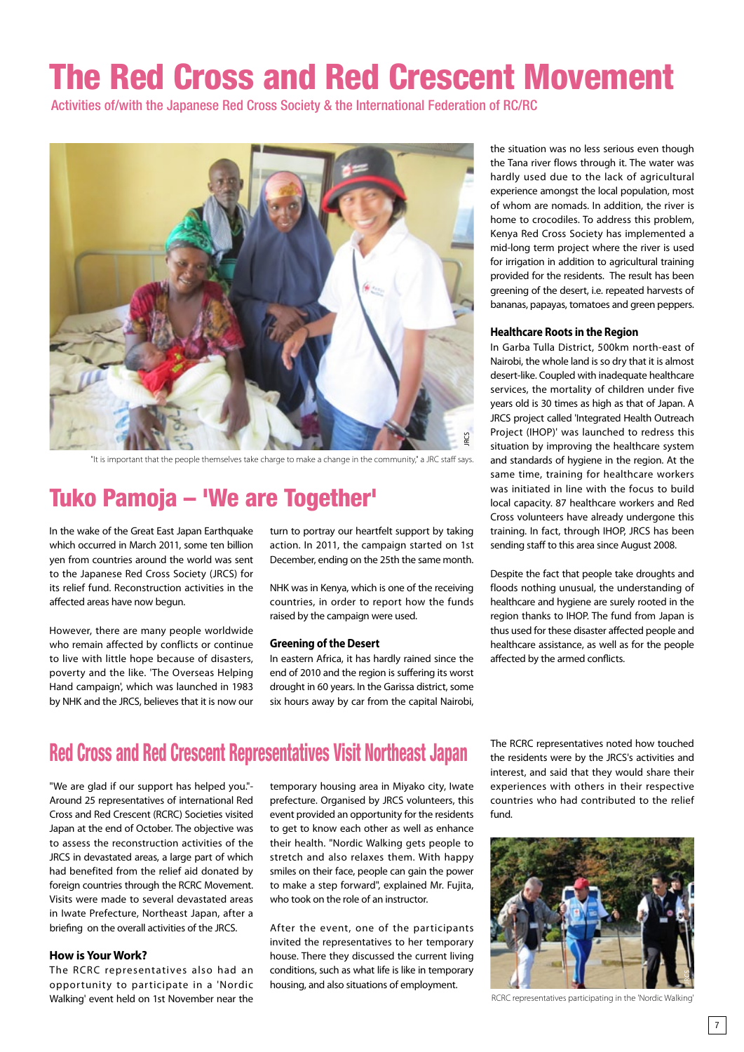# The Red Cross and Red Crescent Movement

Activities of/with the Japanese Red Cross Society & the International Federation of RC/RC

"It is important that the people themselves take charge to make a change in the community," a JRC staff says.

## Tuko Pamoja – 'We are Together'

In the wake of the Great East Japan Earthquake which occurred in March 2011, some ten billion yen from countries around the world was sent to the Japanese Red Cross Society (JRCS) for its relief fund. Reconstruction activities in the affected areas have now begun.

However, there are many people worldwide who remain affected by conflicts or continue to live with little hope because of disasters, poverty and the like. 'The Overseas Helping Hand campaign', which was launched in 1983 by NHK and the JRCS, believes that it is now our turn to portray our heartfelt support by taking action. In 2011, the campaign started on 1st December, ending on the 25th the same month.

NHK was in Kenya, which is one of the receiving countries, in order to report how the funds raised by the campaign were used.

### Greening of the Desert

In eastern Africa, it has hardly rained since the end of 2010 and the region is suffering its worst drought in 60 years. In the Garissa district, some six hours away by car from the capital Nairobi, the situation was no less serious even though the Tana river flows through it. The water was hardly used due to the lack of agricultural experience amongst the local population, most of whom are nomads. In addition, the river is home to crocodiles. To address this problem, Kenya Red Cross Society has implemented a mid-long term project where the river is used for irrigation in addition to agricultural training provided for the residents. The result has been greening of the desert, i.e. repeated harvests of bananas, papayas, tomatoes and green peppers.

### Healthcare Roots in the Region

In Garba Tulla District, 500km north-east of Nairobi, the whole land is so dry that it is almost desert-like. Coupled with inadequate healthcare services, the mortality of children under five years old is 30 times as high as that of Japan. A JRCS project called 'Integrated Health Outreach Project (IHOP)' was launched to redress this situation by improving the healthcare system and standards of hygiene in the region. At the same time, training for healthcare workers was initiated in line with the focus to build local capacity. 87 healthcare workers and Red Cross volunteers have already undergone this training. In fact, through IHOP, JRCS has been sending staff to this area since August 2008.

Despite the fact that people take droughts and floods nothing unusual, the understanding of healthcare and hygiene are surely rooted in the region thanks to IHOP. The fund from Japan is thus used for these disaster affected people and healthcare assistance, as well as for the people affected by the armed conflicts.

## Red Cross and Red Crescent Representatives Visit Northeast Japan

"We are glad if our support has helped you."- Around 25 representatives of international Red Cross and Red Crescent (RCRC) Societies visited Japan at the end of October. The objective was to assess the reconstruction activities of the JRCS in devastated areas, a large part of which had benefited from the relief aid donated by foreign countries through the RCRC Movement. Visits were made to several devastated areas in Iwate Prefecture, Northeast Japan, after a briefing on the overall activities of the JRCS.

### How is Your Work?

The RCRC representatives also had an opportunity to participate in a 'Nordic Walking' event held on 1st November near the temporary housing area in Miyako city, Iwate prefecture. Organised by JRCS volunteers, this event provided an opportunity for the residents to get to know each other as well as enhance their health. "Nordic Walking gets people to stretch and also relaxes them. With happy smiles on their face, people can gain the power to make a step forward", explained Mr. Fujita, who took on the role of an instructor.

After the event, one of the participants invited the representatives to her temporary house. There they discussed the current living conditions, such as what life is like in temporary housing, and also situations of employment.

The RCRC representatives noted how touched the residents were by the JRCS's activities and interest, and said that they would share their experiences with others in their respective countries who had contributed to the relief fund.

RCRC representatives participating in the 'Nordic Walking'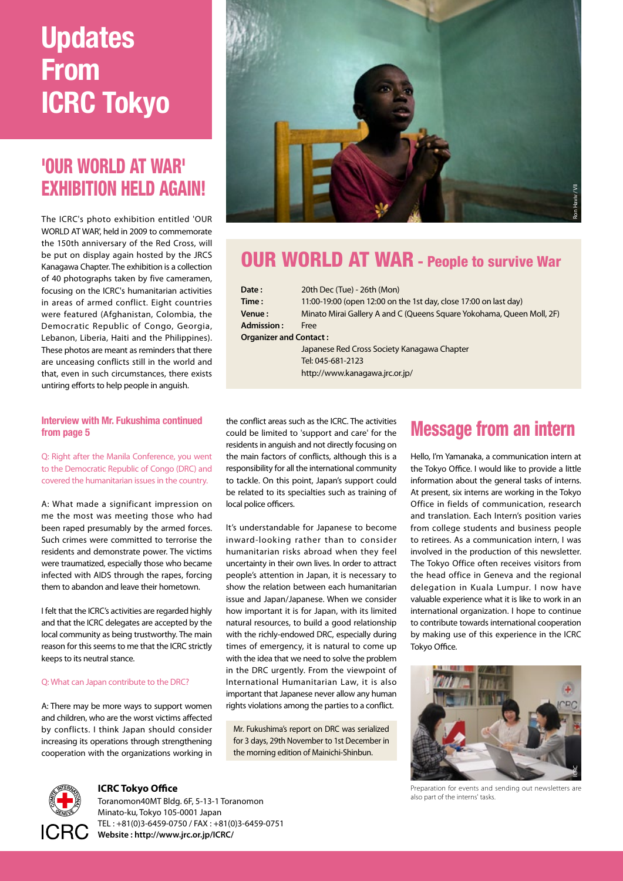# Updates From ICRC Tokyo

## 'OUR WORLD AT WAR' EXHIBITION HELD AGAIN!

The ICRC's photo exhibition entitled 'OUR WORLD AT WAR', held in 2009 to commemorate the 150th anniversary of the Red Cross, will be put on display again hosted by the JRCS Kanagawa Chapter. The exhibition is a collection of 40 photographs taken by five cameramen, focusing on the ICRC's humanitarian activities in areas of armed conflict. Eight countries were featured (Afghanistan, Colombia, the Democratic Republic of Congo, Georgia, Lebanon, Liberia, Haiti and the Philippines). These photos are meant as reminders that there are unceasing conflicts still in the world and that, even in such circumstances, there exists untiring efforts to help people in anguish.

Ron Haviv / VII

## OUR WORLD AT WAR - People to survive War

**Date :** 20th Dec (Tue) - 26th (Mon)
**Time :** 11:00-19:00 (open 12:00 on the 1st day, close 17:00 on last day)
**Venue :** Minato Mirai Gallery A and C (Queens Square Yokohama, Queen Moll, 2F)
**Admission :** Free
**Organizer and Contact :**
Japanese Red Cross Society Kanagawa Chapter
Tel: 045-681-2123
http://www.kanagawa.jrc.or.jp/

### Interview with Mr. Fukushima continued from page 5

Q: Right after the Manila Conference, you went to the Democratic Republic of Congo (DRC) and covered the humanitarian issues in the country.

A: What made a significant impression on me the most was meeting those who had been raped presumably by the armed forces. Such crimes were committed to terrorise the residents and demonstrate power. The victims were traumatized, especially those who became infected with AIDS through the rapes, forcing them to abandon and leave their hometown.

I felt that the ICRC's activities are regarded highly and that the ICRC delegates are accepted by the local community as being trustworthy. The main reason for this seems to me that the ICRC strictly keeps to its neutral stance.

Q: What can Japan contribute to the DRC?

A: There may be more ways to support women and children, who are the worst victims affected by conflicts. I think Japan should consider increasing its operations through strengthening cooperation with the organizations working in the conflict areas such as the ICRC. The activities could be limited to 'support and care' for the residents in anguish and not directly focusing on the main factors of conflicts, although this is a responsibility for all the international community to tackle. On this point, Japan's support could be related to its specialties such as training of local police officers.

It's understandable for Japanese to become inward-looking rather than to consider humanitarian risks abroad when they feel uncertainty in their own lives. In order to attract people's attention in Japan, it is necessary to show the relation between each humanitarian issue and Japan/Japanese. When we consider how important it is for Japan, with its limited natural resources, to build a good relationship with the richly-endowed DRC, especially during times of emergency, it is natural to come up with the idea that we need to solve the problem in the DRC urgently. From the viewpoint of International Humanitarian Law, it is also important that Japanese never allow any human rights violations among the parties to a conflict.

Mr. Fukushima's report on DRC was serialized for 3 days, 29th November to 1st December in the morning edition of Mainichi-Shinbun.

## Message from an intern

Hello, I'm Yamanaka, a communication intern at the Tokyo Office. I would like to provide a little information about the general tasks of interns. At present, six interns are working in the Tokyo Office in fields of communication, research and translation. Each Intern's position varies from college students and business people to retirees. As a communication intern, I was involved in the production of this newsletter. The Tokyo Office often receives visitors from the head office in Geneva and the regional delegation in Kuala Lumpur. I now have valuable experience what it is like to work in an international organization. I hope to continue to contribute towards international cooperation by making use of this experience in the ICRC Tokyo Office.

ICRC

Preparation for events and sending out newsletters are also part of the interns' tasks.

**ICRC Tokyo Office**
Toranomon40MT Bldg. 6F, 5-13-1 Toranomon
Minato-ku, Tokyo 105-0001 Japan
TEL : +81(0)3-6459-0750 / FAX : +81(0)3-6459-0751
**Website : http://www.jrc.or.jp/ICRC/**